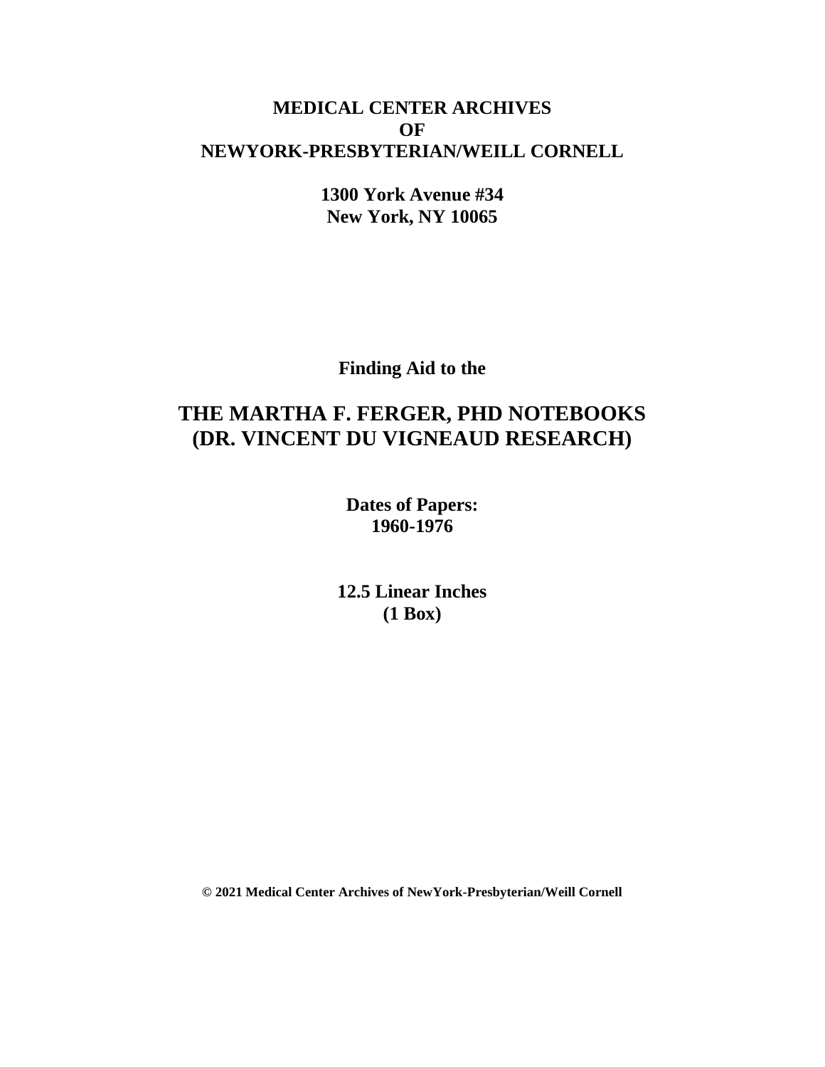**MEDICAL CENTER ARCHIVES**
**OF**
**NEWYORK-PRESBYTERIAN/WEILL CORNELL**

**1300 York Avenue #34**
**New York, NY 10065**

**Finding Aid to the**

# THE MARTHA F. FERGER, PHD NOTEBOOKS (DR. VINCENT DU VIGNEAUD RESEARCH)

**Dates of Papers:**
**1960-1976**

**12.5 Linear Inches**
**(1 Box)**

**© 2021 Medical Center Archives of NewYork-Presbyterian/Weill Cornell**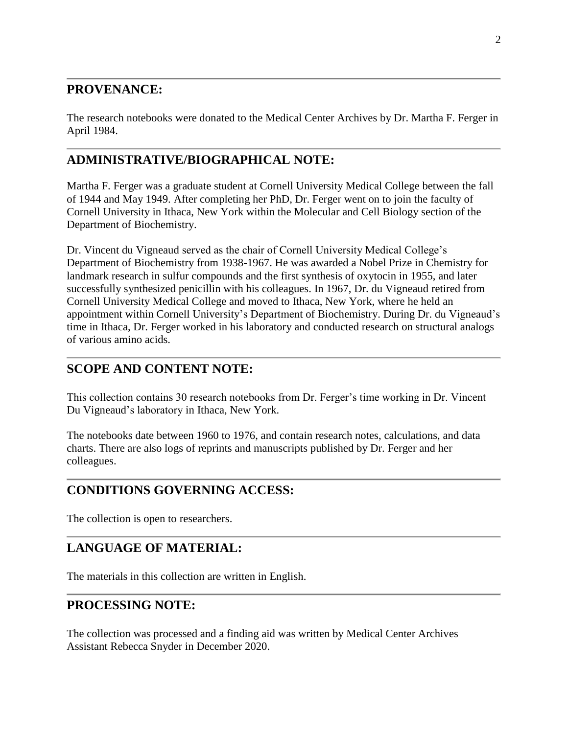## PROVENANCE:

The research notebooks were donated to the Medical Center Archives by Dr. Martha F. Ferger in April 1984.

## ADMINISTRATIVE/BIOGRAPHICAL NOTE:

Martha F. Ferger was a graduate student at Cornell University Medical College between the fall of 1944 and May 1949. After completing her PhD, Dr. Ferger went on to join the faculty of Cornell University in Ithaca, New York within the Molecular and Cell Biology section of the Department of Biochemistry.

Dr. Vincent du Vigneaud served as the chair of Cornell University Medical College's Department of Biochemistry from 1938-1967. He was awarded a Nobel Prize in Chemistry for landmark research in sulfur compounds and the first synthesis of oxytocin in 1955, and later successfully synthesized penicillin with his colleagues. In 1967, Dr. du Vigneaud retired from Cornell University Medical College and moved to Ithaca, New York, where he held an appointment within Cornell University's Department of Biochemistry. During Dr. du Vigneaud's time in Ithaca, Dr. Ferger worked in his laboratory and conducted research on structural analogs of various amino acids.

## SCOPE AND CONTENT NOTE:

This collection contains 30 research notebooks from Dr. Ferger's time working in Dr. Vincent Du Vigneaud's laboratory in Ithaca, New York.

The notebooks date between 1960 to 1976, and contain research notes, calculations, and data charts. There are also logs of reprints and manuscripts published by Dr. Ferger and her colleagues.

## CONDITIONS GOVERNING ACCESS:

The collection is open to researchers.

## LANGUAGE OF MATERIAL:

The materials in this collection are written in English.

## PROCESSING NOTE:

The collection was processed and a finding aid was written by Medical Center Archives Assistant Rebecca Snyder in December 2020.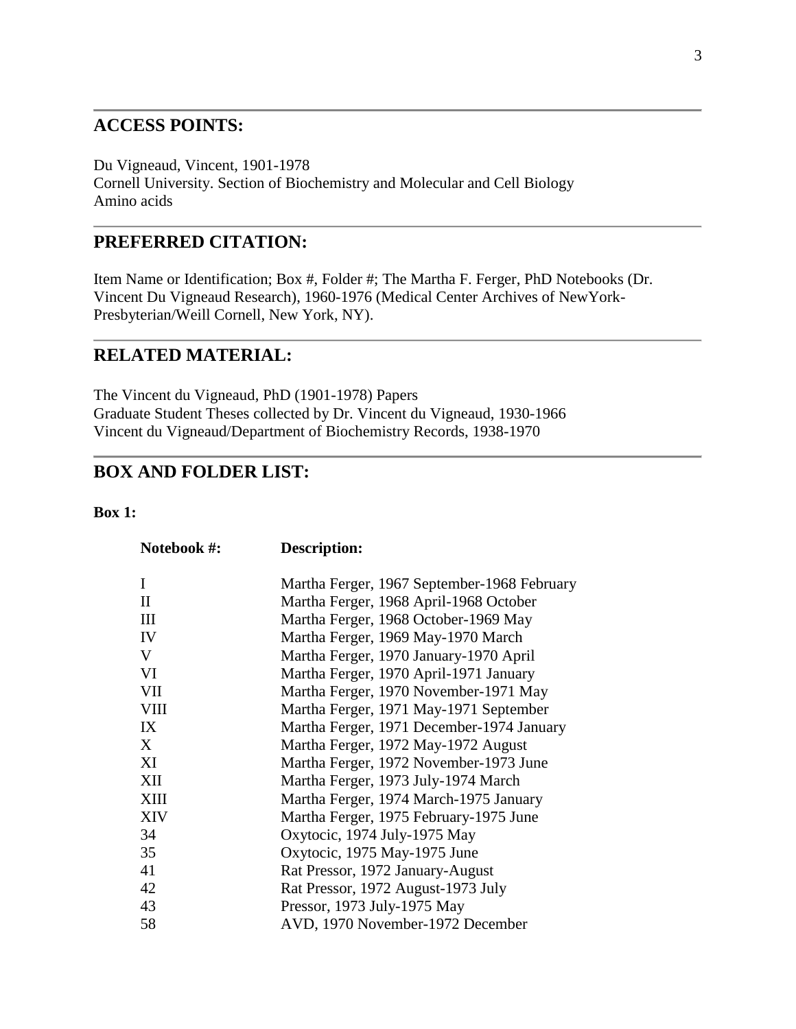## ACCESS POINTS:

Du Vigneaud, Vincent, 1901-1978
Cornell University. Section of Biochemistry and Molecular and Cell Biology
Amino acids

## PREFERRED CITATION:

Item Name or Identification; Box #, Folder #; The Martha F. Ferger, PhD Notebooks (Dr. Vincent Du Vigneaud Research), 1960-1976 (Medical Center Archives of NewYork-Presbyterian/Weill Cornell, New York, NY).

## RELATED MATERIAL:

The Vincent du Vigneaud, PhD (1901-1978) Papers
Graduate Student Theses collected by Dr. Vincent du Vigneaud, 1930-1966
Vincent du Vigneaud/Department of Biochemistry Records, 1938-1970

## BOX AND FOLDER LIST:

**Box 1:**

| Notebook #: | Description: |
|---|---|
| I | Martha Ferger, 1967 September-1968 February |
| II | Martha Ferger, 1968 April-1968 October |
| III | Martha Ferger, 1968 October-1969 May |
| IV | Martha Ferger, 1969 May-1970 March |
| V | Martha Ferger, 1970 January-1970 April |
| VI | Martha Ferger, 1970 April-1971 January |
| VII | Martha Ferger, 1970 November-1971 May |
| VIII | Martha Ferger, 1971 May-1971 September |
| IX | Martha Ferger, 1971 December-1974 January |
| X | Martha Ferger, 1972 May-1972 August |
| XI | Martha Ferger, 1972 November-1973 June |
| XII | Martha Ferger, 1973 July-1974 March |
| XIII | Martha Ferger, 1974 March-1975 January |
| XIV | Martha Ferger, 1975 February-1975 June |
| 34 | Oxytocic, 1974 July-1975 May |
| 35 | Oxytocic, 1975 May-1975 June |
| 41 | Rat Pressor, 1972 January-August |
| 42 | Rat Pressor, 1972 August-1973 July |
| 43 | Pressor, 1973 July-1975 May |
| 58 | AVD, 1970 November-1972 December |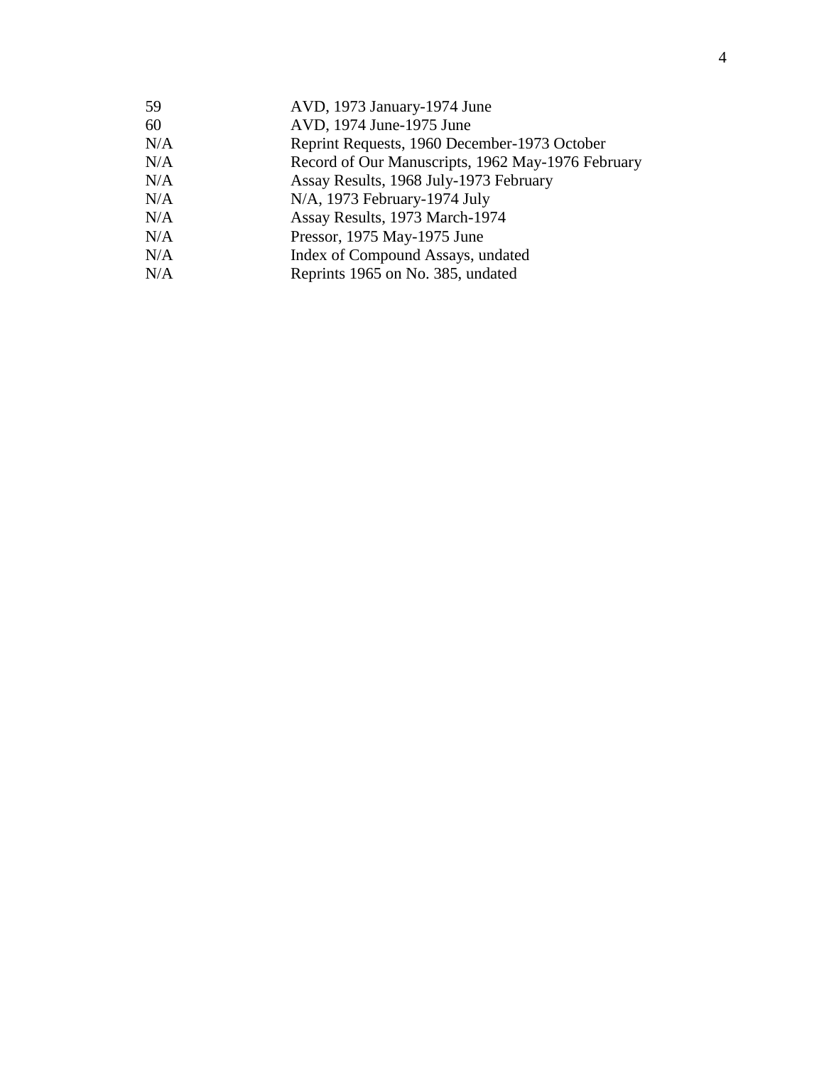| | |
|---|---|
| 59 | AVD, 1973 January-1974 June |
| 60 | AVD, 1974 June-1975 June |
| N/A | Reprint Requests, 1960 December-1973 October |
| N/A | Record of Our Manuscripts, 1962 May-1976 February |
| N/A | Assay Results, 1968 July-1973 February |
| N/A | N/A, 1973 February-1974 July |
| N/A | Assay Results, 1973 March-1974 |
| N/A | Pressor, 1975 May-1975 June |
| N/A | Index of Compound Assays, undated |
| N/A | Reprints 1965 on No. 385, undated |